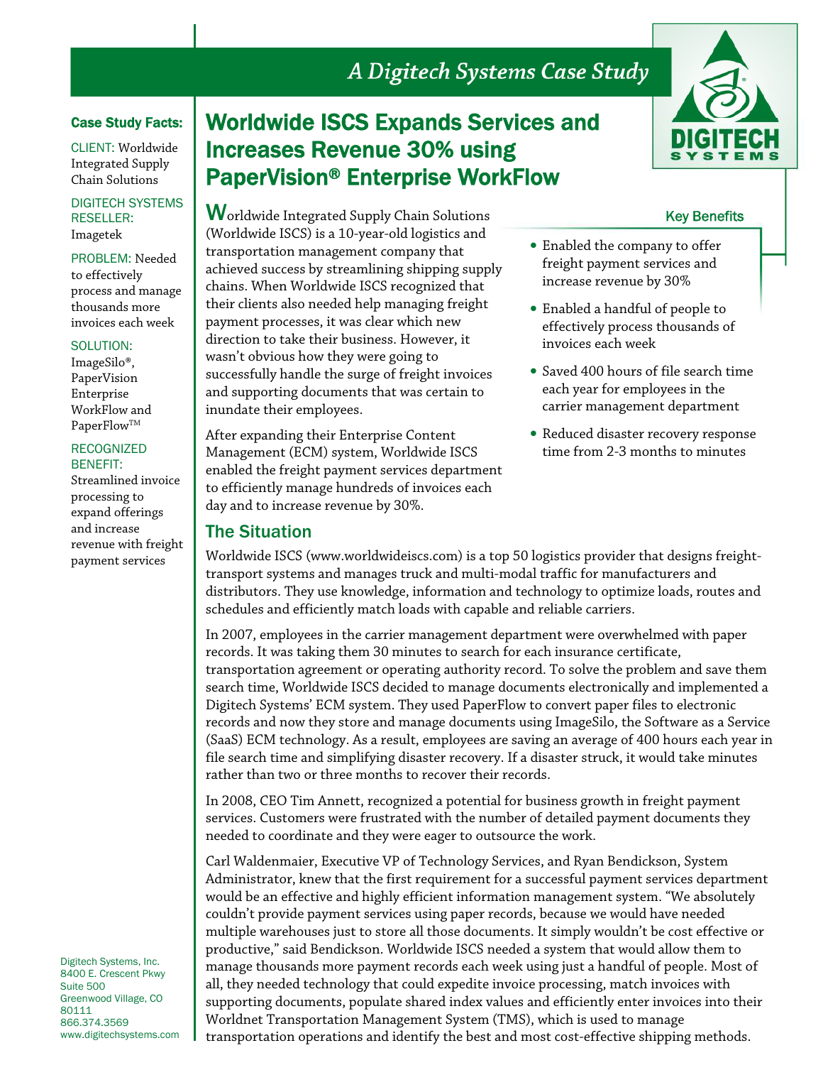*A Digitech Systems Case Study*

**Case Study Facts:**

CLIENT: Worldwide Integrated Supply Chain Solutions

DIGITECH SYSTEMS RESELLER: Imagetek

PROBLEM: Needed to effectively process and manage thousands more invoices each week

SOLUTION: ImageSilo®, PaperVision Enterprise WorkFlow and PaperFlow™

RECOGNIZED BENEFIT: Streamlined invoice processing to expand offerings and increase revenue with freight payment services

# Worldwide ISCS Expands Services and Increases Revenue 30% using PaperVision® Enterprise WorkFlow

Worldwide Integrated Supply Chain Solutions (Worldwide ISCS) is a 10-year-old logistics and transportation management company that achieved success by streamlining shipping supply chains. When Worldwide ISCS recognized that their clients also needed help managing freight payment processes, it was clear which new direction to take their business. However, it wasn't obvious how they were going to successfully handle the surge of freight invoices and supporting documents that was certain to inundate their employees.

After expanding their Enterprise Content Management (ECM) system, Worldwide ISCS enabled the freight payment services department to efficiently manage hundreds of invoices each day and to increase revenue by 30%.

### Key Benefits

- Enabled the company to offer freight payment services and increase revenue by 30%
- Enabled a handful of people to effectively process thousands of invoices each week
- Saved 400 hours of file search time each year for employees in the carrier management department
- Reduced disaster recovery response time from 2-3 months to minutes

## The Situation

Worldwide ISCS (www.worldwideiscs.com) is a top 50 logistics provider that designs freight-transport systems and manages truck and multi-modal traffic for manufacturers and distributors. They use knowledge, information and technology to optimize loads, routes and schedules and efficiently match loads with capable and reliable carriers.

In 2007, employees in the carrier management department were overwhelmed with paper records. It was taking them 30 minutes to search for each insurance certificate, transportation agreement or operating authority record. To solve the problem and save them search time, Worldwide ISCS decided to manage documents electronically and implemented a Digitech Systems' ECM system. They used PaperFlow to convert paper files to electronic records and now they store and manage documents using ImageSilo, the Software as a Service (SaaS) ECM technology. As a result, employees are saving an average of 400 hours each year in file search time and simplifying disaster recovery. If a disaster struck, it would take minutes rather than two or three months to recover their records.

In 2008, CEO Tim Annett, recognized a potential for business growth in freight payment services. Customers were frustrated with the number of detailed payment documents they needed to coordinate and they were eager to outsource the work.

Carl Waldenmaier, Executive VP of Technology Services, and Ryan Bendickson, System Administrator, knew that the first requirement for a successful payment services department would be an effective and highly efficient information management system. "We absolutely couldn't provide payment services using paper records, because we would have needed multiple warehouses just to store all those documents. It simply wouldn't be cost effective or productive," said Bendickson. Worldwide ISCS needed a system that would allow them to manage thousands more payment records each week using just a handful of people. Most of all, they needed technology that could expedite invoice processing, match invoices with supporting documents, populate shared index values and efficiently enter invoices into their Worldnet Transportation Management System (TMS), which is used to manage transportation operations and identify the best and most cost-effective shipping methods.

Digitech Systems, Inc.
8400 E. Crescent Pkwy
Suite 500
Greenwood Village, CO
80111
866.374.3569
www.digitechsystems.com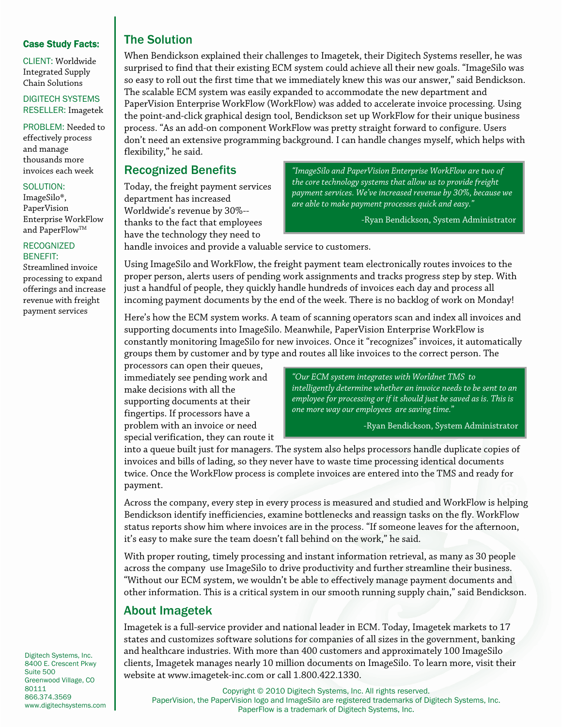**Case Study Facts:**

CLIENT: Worldwide Integrated Supply Chain Solutions

DIGITECH SYSTEMS RESELLER: Imagetek

PROBLEM: Needed to effectively process and manage thousands more invoices each week

SOLUTION: ImageSilo®, PaperVision Enterprise WorkFlow and PaperFlow™

RECOGNIZED BENEFIT: Streamlined invoice processing to expand offerings and increase revenue with freight payment services

## The Solution

When Bendickson explained their challenges to Imagetek, their Digitech Systems reseller, he was surprised to find that their existing ECM system could achieve all their new goals. "ImageSilo was so easy to roll out the first time that we immediately knew this was our answer," said Bendickson. The scalable ECM system was easily expanded to accommodate the new department and PaperVision Enterprise WorkFlow (WorkFlow) was added to accelerate invoice processing. Using the point-and-click graphical design tool, Bendickson set up WorkFlow for their unique business process. "As an add-on component WorkFlow was pretty straight forward to configure. Users don't need an extensive programming background. I can handle changes myself, which helps with flexibility," he said.

## Recognized Benefits

> *"ImageSilo and PaperVision Enterprise WorkFlow are two of the core technology systems that allow us to provide freight payment services. We've increased revenue by 30%, because we are able to make payment processes quick and easy."*
>
> -Ryan Bendickson, System Administrator

Today, the freight payment services department has increased Worldwide's revenue by 30%--thanks to the fact that employees have the technology they need to handle invoices and provide a valuable service to customers.

Using ImageSilo and WorkFlow, the freight payment team electronically routes invoices to the proper person, alerts users of pending work assignments and tracks progress step by step. With just a handful of people, they quickly handle hundreds of invoices each day and process all incoming payment documents by the end of the week. There is no backlog of work on Monday!

Here's how the ECM system works. A team of scanning operators scan and index all invoices and supporting documents into ImageSilo. Meanwhile, PaperVision Enterprise WorkFlow is constantly monitoring ImageSilo for new invoices. Once it "recognizes" invoices, it automatically groups them by customer and by type and routes all like invoices to the correct person. The processors can open their queues, immediately see pending work and make decisions with all the supporting documents at their fingertips. If processors have a problem with an invoice or need special verification, they can route it into a queue built just for managers. The system also helps processors handle duplicate copies of invoices and bills of lading, so they never have to waste time processing identical documents twice. Once the WorkFlow process is complete invoices are entered into the TMS and ready for payment.

> *"Our ECM system integrates with Worldnet TMS to intelligently determine whether an invoice needs to be sent to an employee for processing or if it should just be saved as is. This is one more way our employees are saving time."*
>
> -Ryan Bendickson, System Administrator

Across the company, every step in every process is measured and studied and WorkFlow is helping Bendickson identify inefficiencies, examine bottlenecks and reassign tasks on the fly. WorkFlow status reports show him where invoices are in the process. "If someone leaves for the afternoon, it's easy to make sure the team doesn't fall behind on the work," he said.

With proper routing, timely processing and instant information retrieval, as many as 30 people across the company use ImageSilo to drive productivity and further streamline their business. "Without our ECM system, we wouldn't be able to effectively manage payment documents and other information. This is a critical system in our smooth running supply chain," said Bendickson.

## About Imagetek

Imagetek is a full-service provider and national leader in ECM. Today, Imagetek markets to 17 states and customizes software solutions for companies of all sizes in the government, banking and healthcare industries. With more than 400 customers and approximately 100 ImageSilo clients, Imagetek manages nearly 10 million documents on ImageSilo. To learn more, visit their website at www.imagetek-inc.com or call 1.800.422.1330.

Digitech Systems, Inc.
8400 E. Crescent Pkwy
Suite 500
Greenwood Village, CO
80111
866.374.3569
www.digitechsystems.com

Copyright © 2010 Digitech Systems, Inc. All rights reserved.
PaperVision, the PaperVision logo and ImageSilo are registered trademarks of Digitech Systems, Inc.
PaperFlow is a trademark of Digitech Systems, Inc.